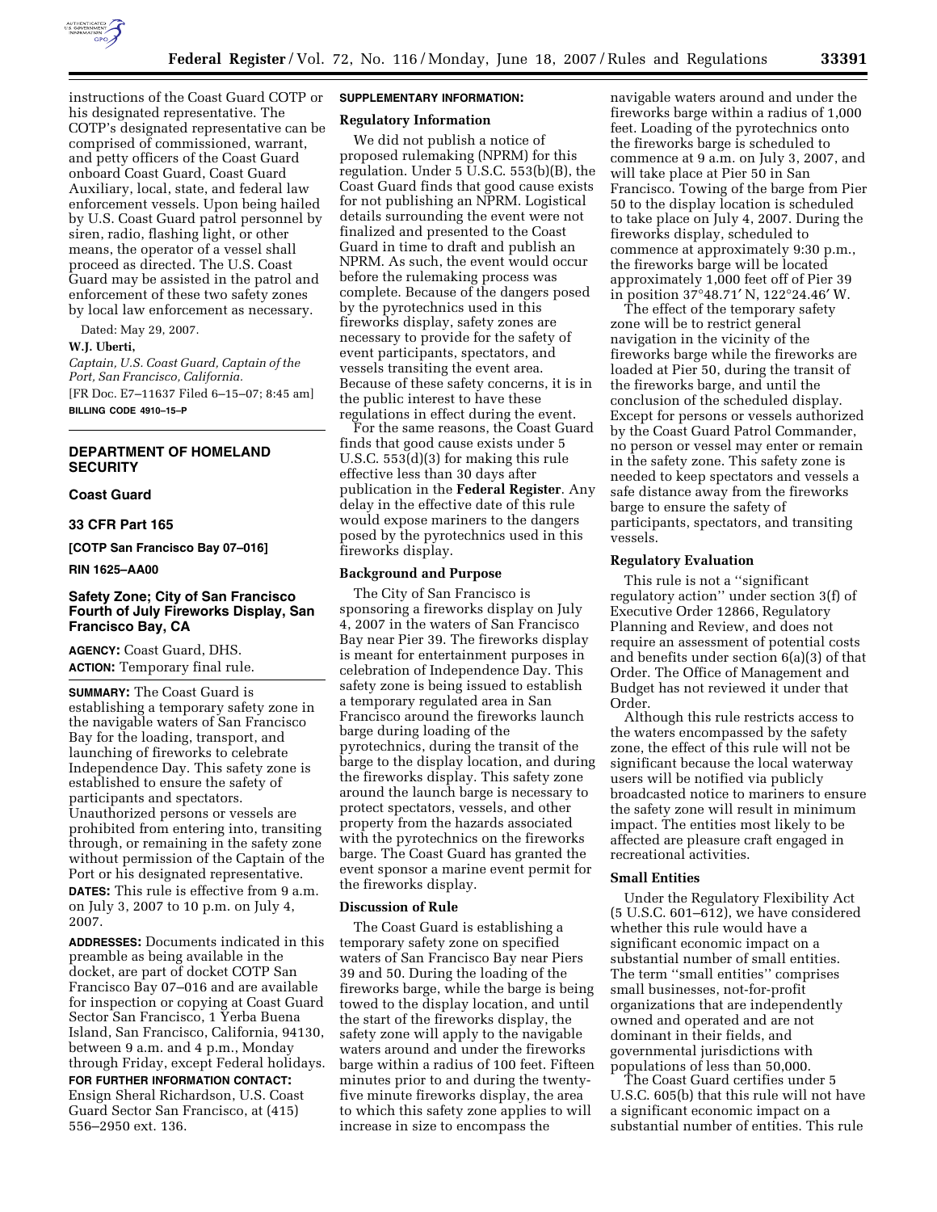instructions of the Coast Guard COTP or his designated representative. The COTP's designated representative can be comprised of commissioned, warrant, and petty officers of the Coast Guard onboard Coast Guard, Coast Guard Auxiliary, local, state, and federal law enforcement vessels. Upon being hailed by U.S. Coast Guard patrol personnel by siren, radio, flashing light, or other means, the operator of a vessel shall proceed as directed. The U.S. Coast Guard may be assisted in the patrol and enforcement of these two safety zones by local law enforcement as necessary.

Dated: May 29, 2007.

**W.J. Uberti,**

*Captain, U.S. Coast Guard, Captain of the Port, San Francisco, California.*

[FR Doc. E7–11637 Filed 6–15–07; 8:45 am]

**BILLING CODE 4910–15–P**

## DEPARTMENT OF HOMELAND SECURITY

### Coast Guard

### 33 CFR Part 165

**[COTP San Francisco Bay 07–016]**

**RIN 1625–AA00**

## Safety Zone; City of San Francisco Fourth of July Fireworks Display, San Francisco Bay, CA

**AGENCY:** Coast Guard, DHS.

**ACTION:** Temporary final rule.

**SUMMARY:** The Coast Guard is establishing a temporary safety zone in the navigable waters of San Francisco Bay for the loading, transport, and launching of fireworks to celebrate Independence Day. This safety zone is established to ensure the safety of participants and spectators. Unauthorized persons or vessels are prohibited from entering into, transiting through, or remaining in the safety zone without permission of the Captain of the Port or his designated representative.

**DATES:** This rule is effective from 9 a.m. on July 3, 2007 to 10 p.m. on July 4, 2007.

**ADDRESSES:** Documents indicated in this preamble as being available in the docket, are part of docket COTP San Francisco Bay 07–016 and are available for inspection or copying at Coast Guard Sector San Francisco, 1 Yerba Buena Island, San Francisco, California, 94130, between 9 a.m. and 4 p.m., Monday through Friday, except Federal holidays.

**FOR FURTHER INFORMATION CONTACT:** Ensign Sheral Richardson, U.S. Coast Guard Sector San Francisco, at (415) 556–2950 ext. 136.

**SUPPLEMENTARY INFORMATION:**

### Regulatory Information

We did not publish a notice of proposed rulemaking (NPRM) for this regulation. Under 5 U.S.C. 553(b)(B), the Coast Guard finds that good cause exists for not publishing an NPRM. Logistical details surrounding the event were not finalized and presented to the Coast Guard in time to draft and publish an NPRM. As such, the event would occur before the rulemaking process was complete. Because of the dangers posed by the pyrotechnics used in this fireworks display, safety zones are necessary to provide for the safety of event participants, spectators, and vessels transiting the event area. Because of these safety concerns, it is in the public interest to have these regulations in effect during the event.

For the same reasons, the Coast Guard finds that good cause exists under 5 U.S.C. 553(d)(3) for making this rule effective less than 30 days after publication in the **Federal Register**. Any delay in the effective date of this rule would expose mariners to the dangers posed by the pyrotechnics used in this fireworks display.

### Background and Purpose

The City of San Francisco is sponsoring a fireworks display on July 4, 2007 in the waters of San Francisco Bay near Pier 39. The fireworks display is meant for entertainment purposes in celebration of Independence Day. This safety zone is being issued to establish a temporary regulated area in San Francisco around the fireworks launch barge during loading of the pyrotechnics, during the transit of the barge to the display location, and during the fireworks display. This safety zone around the launch barge is necessary to protect spectators, vessels, and other property from the hazards associated with the pyrotechnics on the fireworks barge. The Coast Guard has granted the event sponsor a marine event permit for the fireworks display.

### Discussion of Rule

The Coast Guard is establishing a temporary safety zone on specified waters of San Francisco Bay near Piers 39 and 50. During the loading of the fireworks barge, while the barge is being towed to the display location, and until the start of the fireworks display, the safety zone will apply to the navigable waters around and under the fireworks barge within a radius of 100 feet. Fifteen minutes prior to and during the twenty-five minute fireworks display, the area to which this safety zone applies to will increase in size to encompass the navigable waters around and under the fireworks barge within a radius of 1,000 feet. Loading of the pyrotechnics onto the fireworks barge is scheduled to commence at 9 a.m. on July 3, 2007, and will take place at Pier 50 in San Francisco. Towing of the barge from Pier 50 to the display location is scheduled to take place on July 4, 2007. During the fireworks display, scheduled to commence at approximately 9:30 p.m., the fireworks barge will be located approximately 1,000 feet off of Pier 39 in position 37°48.71′ N, 122°24.46′ W.

The effect of the temporary safety zone will be to restrict general navigation in the vicinity of the fireworks barge while the fireworks are loaded at Pier 50, during the transit of the fireworks barge, and until the conclusion of the scheduled display. Except for persons or vessels authorized by the Coast Guard Patrol Commander, no person or vessel may enter or remain in the safety zone. This safety zone is needed to keep spectators and vessels a safe distance away from the fireworks barge to ensure the safety of participants, spectators, and transiting vessels.

### Regulatory Evaluation

This rule is not a "significant regulatory action" under section 3(f) of Executive Order 12866, Regulatory Planning and Review, and does not require an assessment of potential costs and benefits under section 6(a)(3) of that Order. The Office of Management and Budget has not reviewed it under that Order.

Although this rule restricts access to the waters encompassed by the safety zone, the effect of this rule will not be significant because the local waterway users will be notified via publicly broadcasted notice to mariners to ensure the safety zone will result in minimum impact. The entities most likely to be affected are pleasure craft engaged in recreational activities.

### Small Entities

Under the Regulatory Flexibility Act (5 U.S.C. 601–612), we have considered whether this rule would have a significant economic impact on a substantial number of small entities. The term "small entities" comprises small businesses, not-for-profit organizations that are independently owned and operated and are not dominant in their fields, and governmental jurisdictions with populations of less than 50,000.

The Coast Guard certifies under 5 U.S.C. 605(b) that this rule will not have a significant economic impact on a substantial number of entities. This rule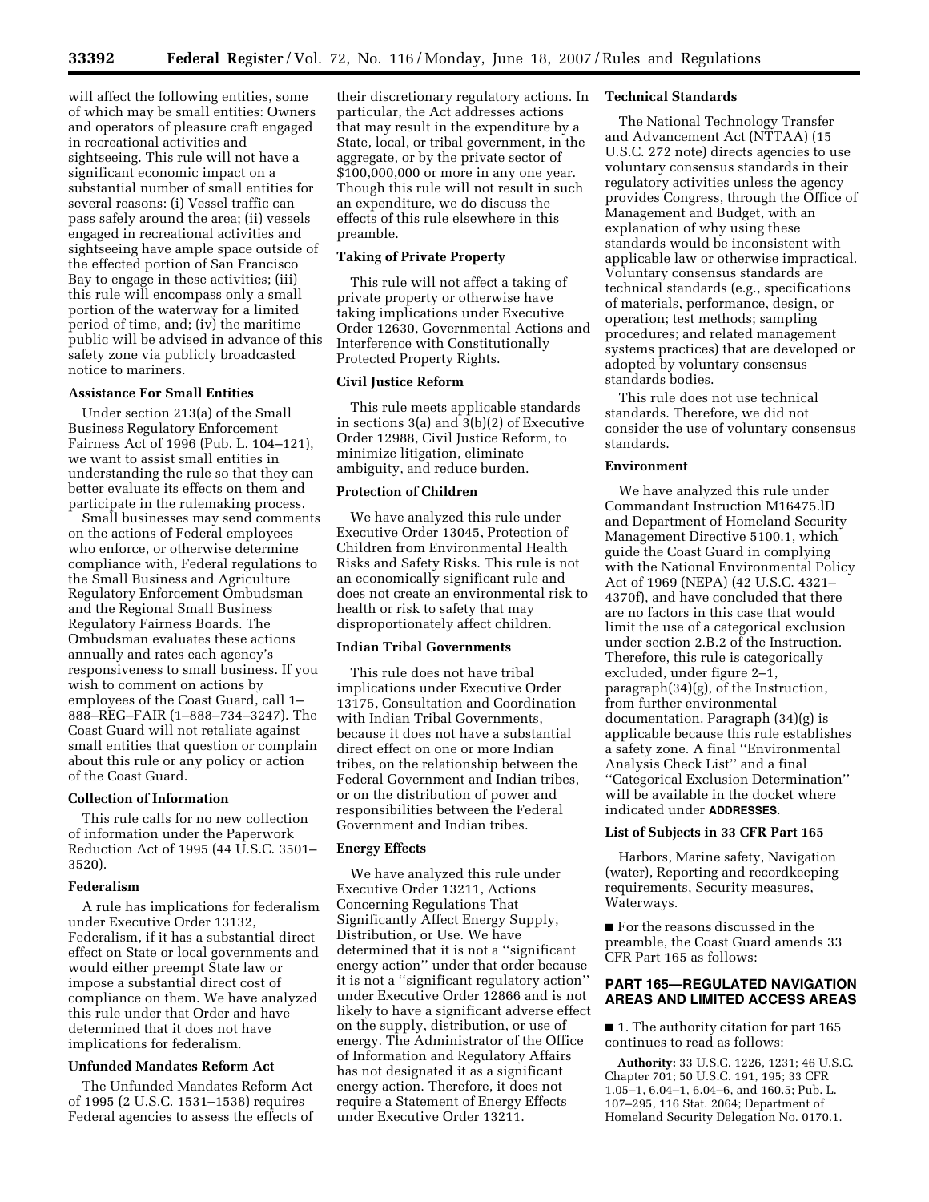will affect the following entities, some of which may be small entities: Owners and operators of pleasure craft engaged in recreational activities and sightseeing. This rule will not have a significant economic impact on a substantial number of small entities for several reasons: (i) Vessel traffic can pass safely around the area; (ii) vessels engaged in recreational activities and sightseeing have ample space outside of the effected portion of San Francisco Bay to engage in these activities; (iii) this rule will encompass only a small portion of the waterway for a limited period of time, and; (iv) the maritime public will be advised in advance of this safety zone via publicly broadcasted notice to mariners.

### Assistance For Small Entities

Under section 213(a) of the Small Business Regulatory Enforcement Fairness Act of 1996 (Pub. L. 104–121), we want to assist small entities in understanding the rule so that they can better evaluate its effects on them and participate in the rulemaking process.

Small businesses may send comments on the actions of Federal employees who enforce, or otherwise determine compliance with, Federal regulations to the Small Business and Agriculture Regulatory Enforcement Ombudsman and the Regional Small Business Regulatory Fairness Boards. The Ombudsman evaluates these actions annually and rates each agency's responsiveness to small business. If you wish to comment on actions by employees of the Coast Guard, call 1–888–REG–FAIR (1–888–734–3247). The Coast Guard will not retaliate against small entities that question or complain about this rule or any policy or action of the Coast Guard.

### Collection of Information

This rule calls for no new collection of information under the Paperwork Reduction Act of 1995 (44 U.S.C. 3501–3520).

### Federalism

A rule has implications for federalism under Executive Order 13132, Federalism, if it has a substantial direct effect on State or local governments and would either preempt State law or impose a substantial direct cost of compliance on them. We have analyzed this rule under that Order and have determined that it does not have implications for federalism.

### Unfunded Mandates Reform Act

The Unfunded Mandates Reform Act of 1995 (2 U.S.C. 1531–1538) requires Federal agencies to assess the effects of their discretionary regulatory actions. In particular, the Act addresses actions that may result in the expenditure by a State, local, or tribal government, in the aggregate, or by the private sector of $100,000,000 or more in any one year. Though this rule will not result in such an expenditure, we do discuss the effects of this rule elsewhere in this preamble.

### Taking of Private Property

This rule will not affect a taking of private property or otherwise have taking implications under Executive Order 12630, Governmental Actions and Interference with Constitutionally Protected Property Rights.

### Civil Justice Reform

This rule meets applicable standards in sections 3(a) and 3(b)(2) of Executive Order 12988, Civil Justice Reform, to minimize litigation, eliminate ambiguity, and reduce burden.

### Protection of Children

We have analyzed this rule under Executive Order 13045, Protection of Children from Environmental Health Risks and Safety Risks. This rule is not an economically significant rule and does not create an environmental risk to health or risk to safety that may disproportionately affect children.

### Indian Tribal Governments

This rule does not have tribal implications under Executive Order 13175, Consultation and Coordination with Indian Tribal Governments, because it does not have a substantial direct effect on one or more Indian tribes, on the relationship between the Federal Government and Indian tribes, or on the distribution of power and responsibilities between the Federal Government and Indian tribes.

### Energy Effects

We have analyzed this rule under Executive Order 13211, Actions Concerning Regulations That Significantly Affect Energy Supply, Distribution, or Use. We have determined that it is not a "significant energy action" under that order because it is not a "significant regulatory action" under Executive Order 12866 and is not likely to have a significant adverse effect on the supply, distribution, or use of energy. The Administrator of the Office of Information and Regulatory Affairs has not designated it as a significant energy action. Therefore, it does not require a Statement of Energy Effects under Executive Order 13211.

### Technical Standards

The National Technology Transfer and Advancement Act (NTTAA) (15 U.S.C. 272 note) directs agencies to use voluntary consensus standards in their regulatory activities unless the agency provides Congress, through the Office of Management and Budget, with an explanation of why using these standards would be inconsistent with applicable law or otherwise impractical. Voluntary consensus standards are technical standards (e.g., specifications of materials, performance, design, or operation; test methods; sampling procedures; and related management systems practices) that are developed or adopted by voluntary consensus standards bodies.

This rule does not use technical standards. Therefore, we did not consider the use of voluntary consensus standards.

### Environment

We have analyzed this rule under Commandant Instruction M16475.lD and Department of Homeland Security Management Directive 5100.1, which guide the Coast Guard in complying with the National Environmental Policy Act of 1969 (NEPA) (42 U.S.C. 4321–4370f), and have concluded that there are no factors in this case that would limit the use of a categorical exclusion under section 2.B.2 of the Instruction. Therefore, this rule is categorically excluded, under figure 2–1, paragraph(34)(g), of the Instruction, from further environmental documentation. Paragraph (34)(g) is applicable because this rule establishes a safety zone. A final "Environmental Analysis Check List" and a final "Categorical Exclusion Determination" will be available in the docket where indicated under **ADDRESSES**.

### List of Subjects in 33 CFR Part 165

Harbors, Marine safety, Navigation (water), Reporting and recordkeeping requirements, Security measures, Waterways.

■ For the reasons discussed in the preamble, the Coast Guard amends 33 CFR Part 165 as follows:

## PART 165—REGULATED NAVIGATION AREAS AND LIMITED ACCESS AREAS

■ 1. The authority citation for part 165 continues to read as follows:

**Authority:** 33 U.S.C. 1226, 1231; 46 U.S.C. Chapter 701; 50 U.S.C. 191, 195; 33 CFR 1.05–1, 6.04–1, 6.04–6, and 160.5; Pub. L. 107–295, 116 Stat. 2064; Department of Homeland Security Delegation No. 0170.1.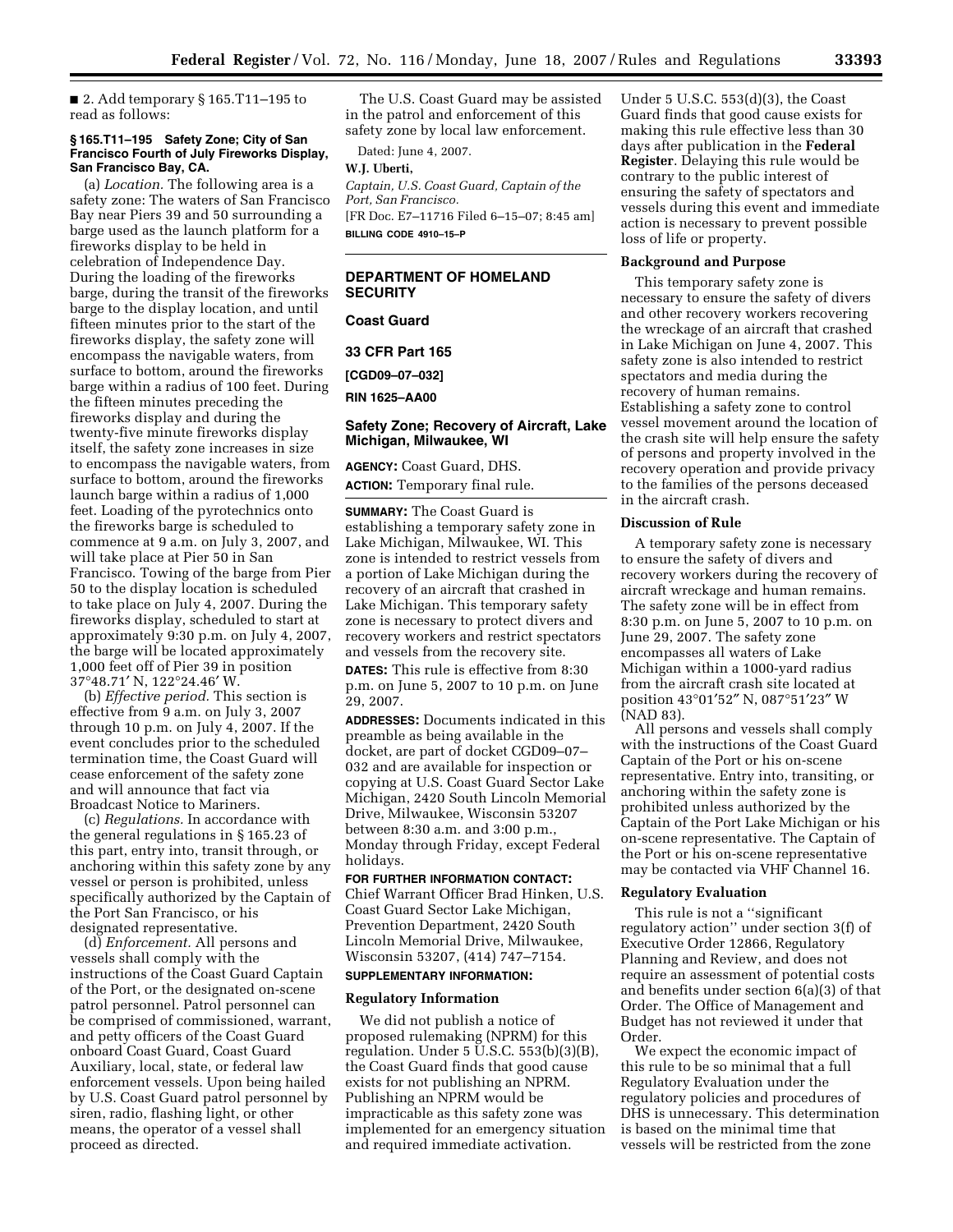■ 2. Add temporary § 165.T11–195 to read as follows:

**§ 165.T11–195 Safety Zone; City of San Francisco Fourth of July Fireworks Display, San Francisco Bay, CA.**

(a) *Location.* The following area is a safety zone: The waters of San Francisco Bay near Piers 39 and 50 surrounding a barge used as the launch platform for a fireworks display to be held in celebration of Independence Day. During the loading of the fireworks barge, during the transit of the fireworks barge to the display location, and until fifteen minutes prior to the start of the fireworks display, the safety zone will encompass the navigable waters, from surface to bottom, around the fireworks barge within a radius of 100 feet. During the fifteen minutes preceding the fireworks display and during the twenty-five minute fireworks display itself, the safety zone increases in size to encompass the navigable waters, from surface to bottom, around the fireworks launch barge within a radius of 1,000 feet. Loading of the pyrotechnics onto the fireworks barge is scheduled to commence at 9 a.m. on July 3, 2007, and will take place at Pier 50 in San Francisco. Towing of the barge from Pier 50 to the display location is scheduled to take place on July 4, 2007. During the fireworks display, scheduled to start at approximately 9:30 p.m. on July 4, 2007, the barge will be located approximately 1,000 feet off of Pier 39 in position 37°48.71′ N, 122°24.46′ W.

(b) *Effective period.* This section is effective from 9 a.m. on July 3, 2007 through 10 p.m. on July 4, 2007. If the event concludes prior to the scheduled termination time, the Coast Guard will cease enforcement of the safety zone and will announce that fact via Broadcast Notice to Mariners.

(c) *Regulations.* In accordance with the general regulations in § 165.23 of this part, entry into, transit through, or anchoring within this safety zone by any vessel or person is prohibited, unless specifically authorized by the Captain of the Port San Francisco, or his designated representative.

(d) *Enforcement.* All persons and vessels shall comply with the instructions of the Coast Guard Captain of the Port, or the designated on-scene patrol personnel. Patrol personnel can be comprised of commissioned, warrant, and petty officers of the Coast Guard onboard Coast Guard, Coast Guard Auxiliary, local, state, or federal law enforcement vessels. Upon being hailed by U.S. Coast Guard patrol personnel by siren, radio, flashing light, or other means, the operator of a vessel shall proceed as directed.

The U.S. Coast Guard may be assisted in the patrol and enforcement of this safety zone by local law enforcement.

Dated: June 4, 2007.

**W.J. Uberti,**

*Captain, U.S. Coast Guard, Captain of the Port, San Francisco.*

[FR Doc. E7–11716 Filed 6–15–07; 8:45 am]

**BILLING CODE 4910–15–P**

---

## DEPARTMENT OF HOMELAND SECURITY

## Coast Guard

## 33 CFR Part 165

**[CGD09–07–032]**

**RIN 1625–AA00**

## Safety Zone; Recovery of Aircraft, Lake Michigan, Milwaukee, WI

**AGENCY:** Coast Guard, DHS.

**ACTION:** Temporary final rule.

**SUMMARY:** The Coast Guard is establishing a temporary safety zone in Lake Michigan, Milwaukee, WI. This zone is intended to restrict vessels from a portion of Lake Michigan during the recovery of an aircraft that crashed in Lake Michigan. This temporary safety zone is necessary to protect divers and recovery workers and restrict spectators and vessels from the recovery site.

**DATES:** This rule is effective from 8:30 p.m. on June 5, 2007 to 10 p.m. on June 29, 2007.

**ADDRESSES:** Documents indicated in this preamble as being available in the docket, are part of docket CGD09–07–032 and are available for inspection or copying at U.S. Coast Guard Sector Lake Michigan, 2420 South Lincoln Memorial Drive, Milwaukee, Wisconsin 53207 between 8:30 a.m. and 3:00 p.m., Monday through Friday, except Federal holidays.

**FOR FURTHER INFORMATION CONTACT:** Chief Warrant Officer Brad Hinken, U.S. Coast Guard Sector Lake Michigan, Prevention Department, 2420 South Lincoln Memorial Drive, Milwaukee, Wisconsin 53207, (414) 747–7154.

**SUPPLEMENTARY INFORMATION:**

### Regulatory Information

We did not publish a notice of proposed rulemaking (NPRM) for this regulation. Under 5 U.S.C. 553(b)(3)(B), the Coast Guard finds that good cause exists for not publishing an NPRM. Publishing an NPRM would be impracticable as this safety zone was implemented for an emergency situation and required immediate activation. Under 5 U.S.C. 553(d)(3), the Coast Guard finds that good cause exists for making this rule effective less than 30 days after publication in the **Federal Register**. Delaying this rule would be contrary to the public interest of ensuring the safety of spectators and vessels during this event and immediate action is necessary to prevent possible loss of life or property.

### Background and Purpose

This temporary safety zone is necessary to ensure the safety of divers and other recovery workers recovering the wreckage of an aircraft that crashed in Lake Michigan on June 4, 2007. This safety zone is also intended to restrict spectators and media during the recovery of human remains. Establishing a safety zone to control vessel movement around the location of the crash site will help ensure the safety of persons and property involved in the recovery operation and provide privacy to the families of the persons deceased in the aircraft crash.

### Discussion of Rule

A temporary safety zone is necessary to ensure the safety of divers and recovery workers during the recovery of aircraft wreckage and human remains. The safety zone will be in effect from 8:30 p.m. on June 5, 2007 to 10 p.m. on June 29, 2007. The safety zone encompasses all waters of Lake Michigan within a 1000-yard radius from the aircraft crash site located at position 43°01′52″ N, 087°51′23″ W (NAD 83).

All persons and vessels shall comply with the instructions of the Coast Guard Captain of the Port or his on-scene representative. Entry into, transiting, or anchoring within the safety zone is prohibited unless authorized by the Captain of the Port Lake Michigan or his on-scene representative. The Captain of the Port or his on-scene representative may be contacted via VHF Channel 16.

### Regulatory Evaluation

This rule is not a ''significant regulatory action'' under section 3(f) of Executive Order 12866, Regulatory Planning and Review, and does not require an assessment of potential costs and benefits under section 6(a)(3) of that Order. The Office of Management and Budget has not reviewed it under that Order.

We expect the economic impact of this rule to be so minimal that a full Regulatory Evaluation under the regulatory policies and procedures of DHS is unnecessary. This determination is based on the minimal time that vessels will be restricted from the zone